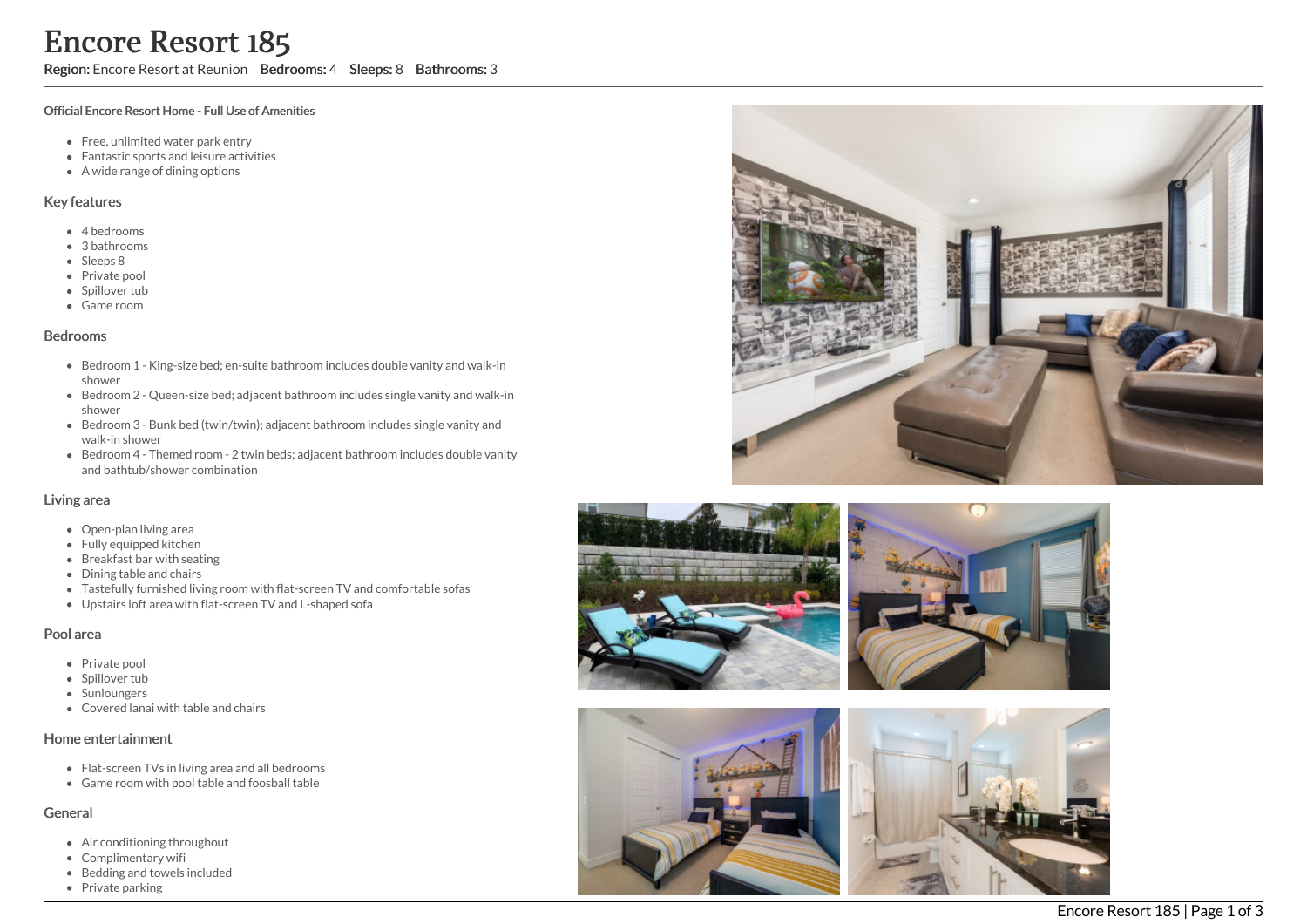# Encore Resort 185

**Region:** Encore Resort at Reunion **Bedrooms:** 4 **Sleeps:** 8 **Bathrooms:** 3

**Official Encore Resort Home - Full Use of Amenities**

- Free, unlimited water park entry
- Fantastic sports and leisure activities
- A wide range of dining options

## Key features

- 4 bedrooms
- 3 bathrooms
- Sleeps 8
- Private pool
- Spillover tub
- Game room

## Bedrooms

- Bedroom 1 - King-size bed; en-suite bathroom includes double vanity and walk-in shower
- Bedroom 2 - Queen-size bed; adjacent bathroom includes single vanity and walk-in shower
- Bedroom 3 - Bunk bed (twin/twin); adjacent bathroom includes single vanity and walk-in shower
- Bedroom 4 - Themed room - 2 twin beds; adjacent bathroom includes double vanity and bathtub/shower combination

## Living area

- Open-plan living area
- Fully equipped kitchen
- Breakfast bar with seating
- Dining table and chairs
- Tastefully furnished living room with flat-screen TV and comfortable sofas
- Upstairs loft area with flat-screen TV and L-shaped sofa

## Pool area

- Private pool
- Spillover tub
- Sunloungers
- Covered lanai with table and chairs

## Home entertainment

- Flat-screen TVs in living area and all bedrooms
- Game room with pool table and foosball table

## General

- Air conditioning throughout
- Complimentary wifi
- Bedding and towels included
- Private parking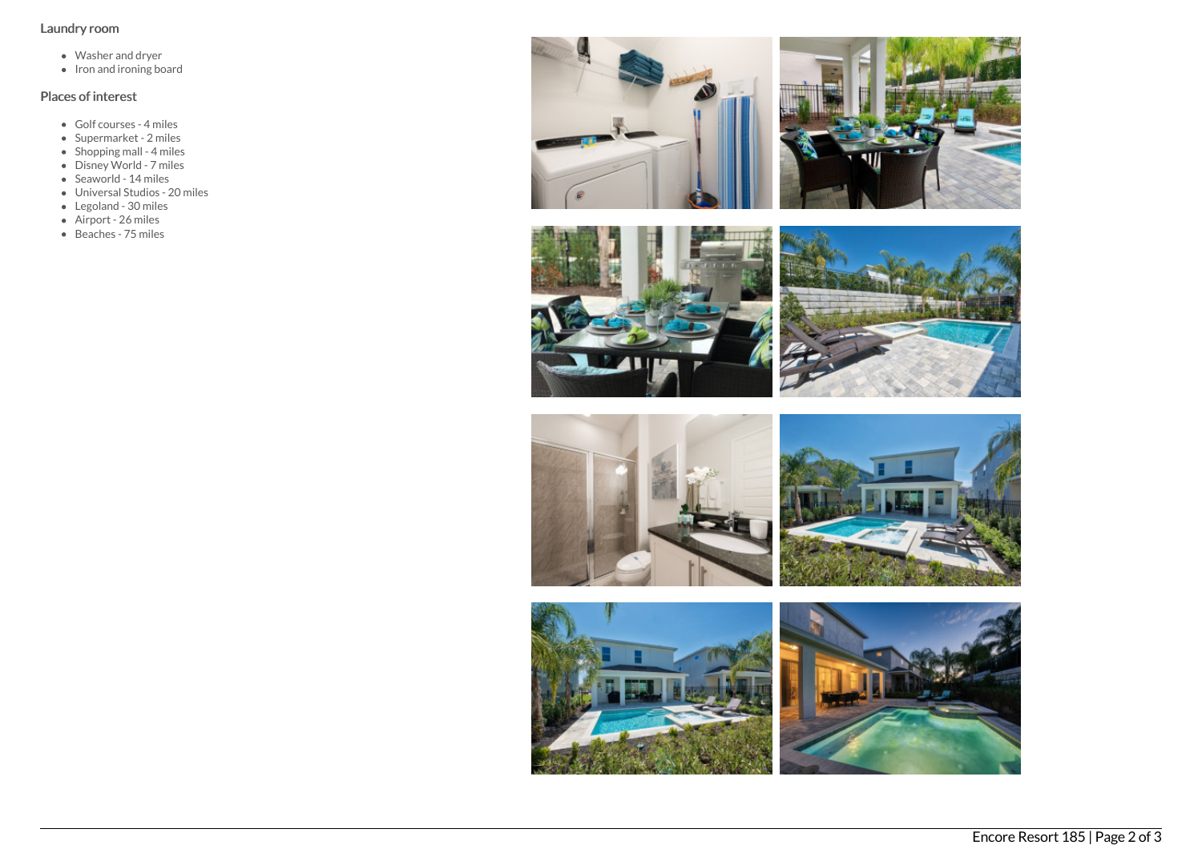### Laundry room

- Washer and dryer
- Iron and ironing board

### Places of interest

- Golf courses - 4 miles
- Supermarket - 2 miles
- Shopping mall - 4 miles
- Disney World - 7 miles
- Seaworld - 14 miles
- Universal Studios - 20 miles
- Legoland - 30 miles
- Airport - 26 miles
- Beaches - 75 miles